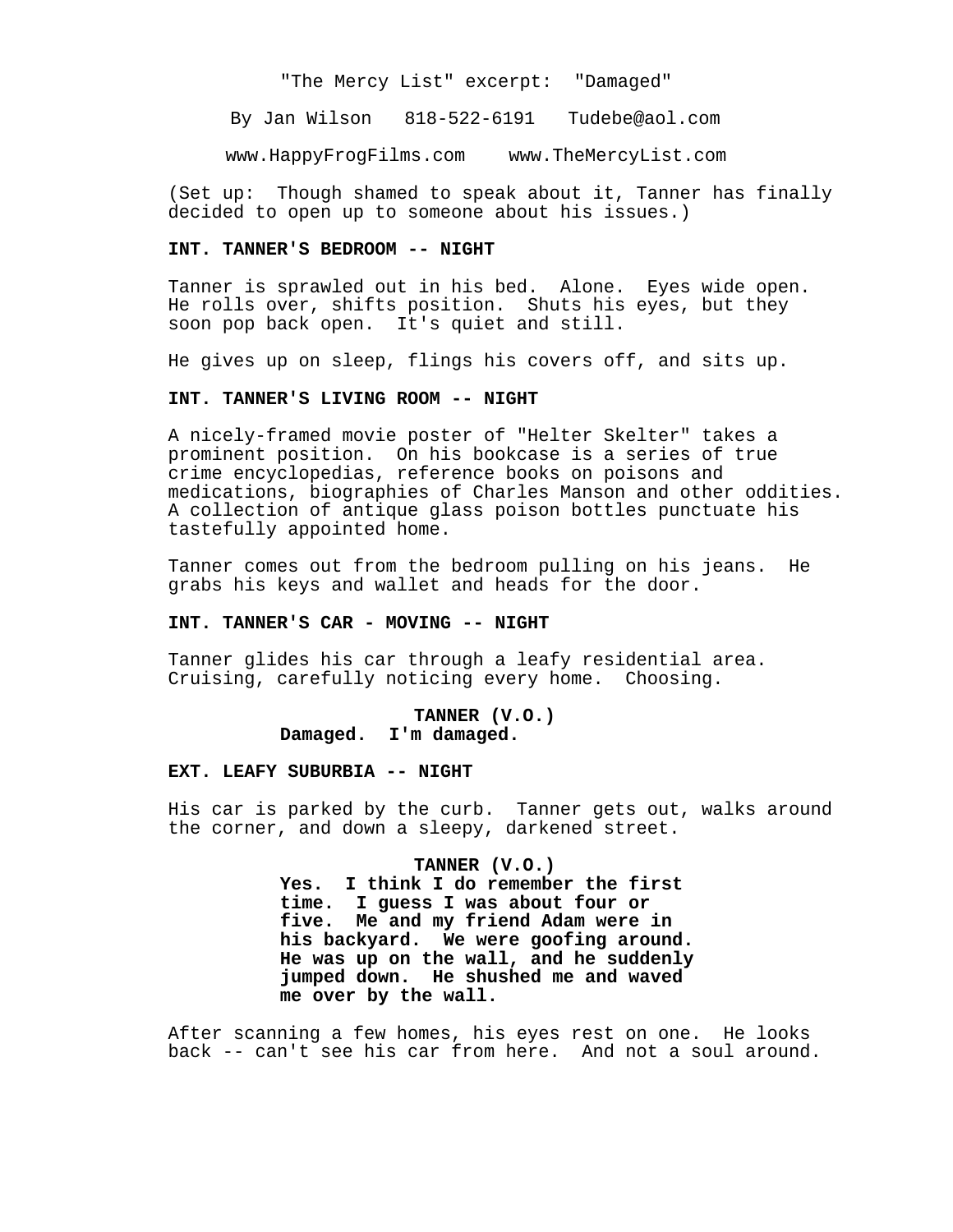"The Mercy List" excerpt: "Damaged"

By Jan Wilson 818-522-6191 Tudebe@aol.com

www.HappyFrogFilms.com www.TheMercyList.com

(Set up: Though shamed to speak about it, Tanner has finally decided to open up to someone about his issues.)

**INT. TANNER'S BEDROOM -- NIGHT**

Tanner is sprawled out in his bed. Alone. Eyes wide open. He rolls over, shifts position. Shuts his eyes, but they soon pop back open. It's quiet and still.

He gives up on sleep, flings his covers off, and sits up.

**INT. TANNER'S LIVING ROOM -- NIGHT**

A nicely-framed movie poster of "Helter Skelter" takes a prominent position. On his bookcase is a series of true crime encyclopedias, reference books on poisons and medications, biographies of Charles Manson and other oddities. A collection of antique glass poison bottles punctuate his tastefully appointed home.

Tanner comes out from the bedroom pulling on his jeans. He grabs his keys and wallet and heads for the door.

**INT. TANNER'S CAR - MOVING -- NIGHT**

Tanner glides his car through a leafy residential area. Cruising, carefully noticing every home. Choosing.

**TANNER (V.O.)**
**Damaged. I'm damaged.**

**EXT. LEAFY SUBURBIA -- NIGHT**

His car is parked by the curb. Tanner gets out, walks around the corner, and down a sleepy, darkened street.

**TANNER (V.O.)**
**Yes. I think I do remember the first time. I guess I was about four or five. Me and my friend Adam were in his backyard. We were goofing around. He was up on the wall, and he suddenly jumped down. He shushed me and waved me over by the wall.**

After scanning a few homes, his eyes rest on one. He looks back -- can't see his car from here. And not a soul around.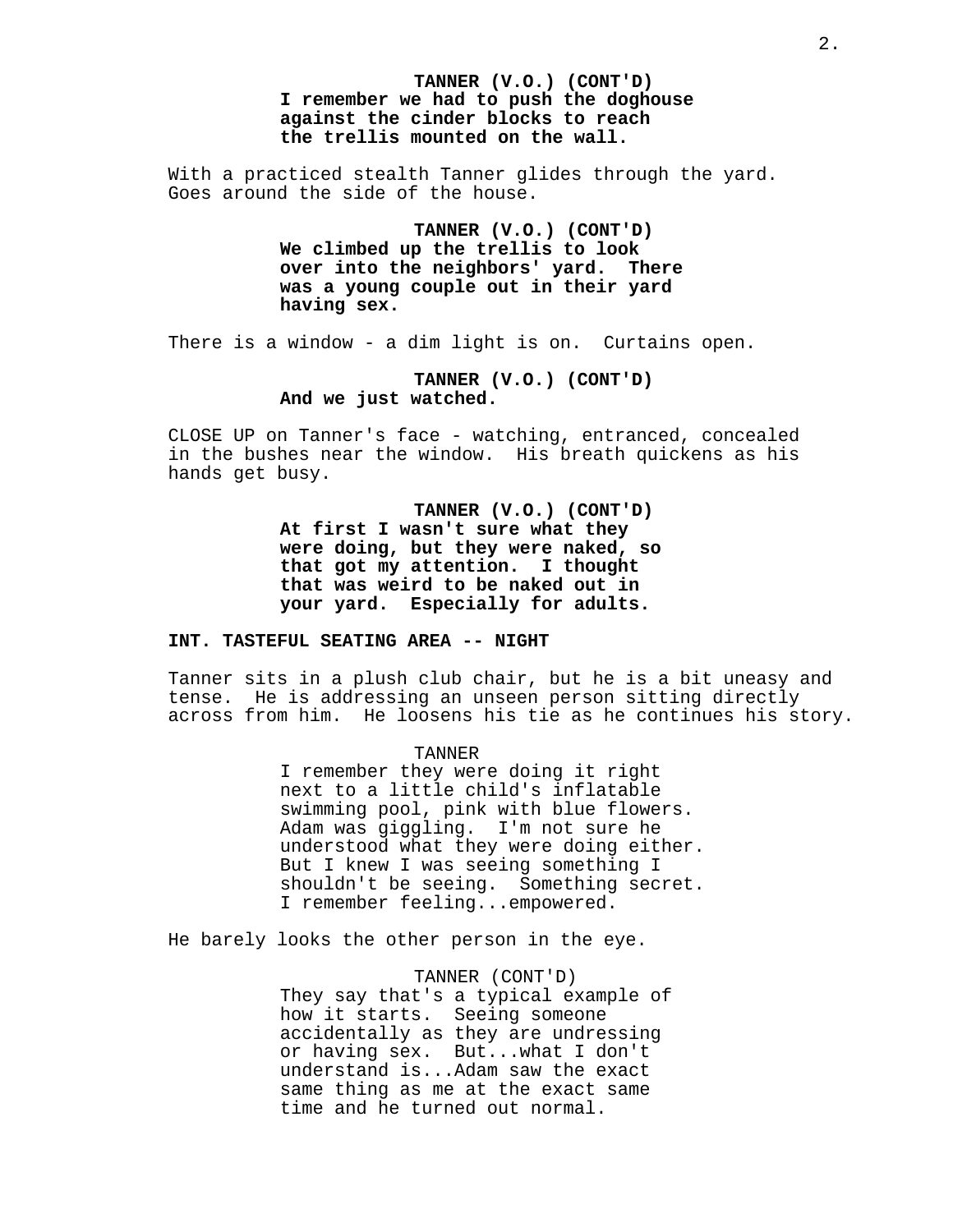**TANNER (V.O.) (CONT'D)**
**I remember we had to push the doghouse against the cinder blocks to reach the trellis mounted on the wall.**

With a practiced stealth Tanner glides through the yard. Goes around the side of the house.

**TANNER (V.O.) (CONT'D)**
**We climbed up the trellis to look over into the neighbors' yard. There was a young couple out in their yard having sex.**

There is a window - a dim light is on. Curtains open.

**TANNER (V.O.) (CONT'D)**
**And we just watched.**

CLOSE UP on Tanner's face - watching, entranced, concealed in the bushes near the window. His breath quickens as his hands get busy.

**TANNER (V.O.) (CONT'D)**
**At first I wasn't sure what they were doing, but they were naked, so that got my attention. I thought that was weird to be naked out in your yard. Especially for adults.**

**INT. TASTEFUL SEATING AREA -- NIGHT**

Tanner sits in a plush club chair, but he is a bit uneasy and tense. He is addressing an unseen person sitting directly across from him. He loosens his tie as he continues his story.

TANNER
I remember they were doing it right next to a little child's inflatable swimming pool, pink with blue flowers. Adam was giggling. I'm not sure he understood what they were doing either. But I knew I was seeing something I shouldn't be seeing. Something secret. I remember feeling...empowered.

He barely looks the other person in the eye.

TANNER (CONT'D)
They say that's a typical example of how it starts. Seeing someone accidentally as they are undressing or having sex. But...what I don't understand is...Adam saw the exact same thing as me at the exact same time and he turned out normal.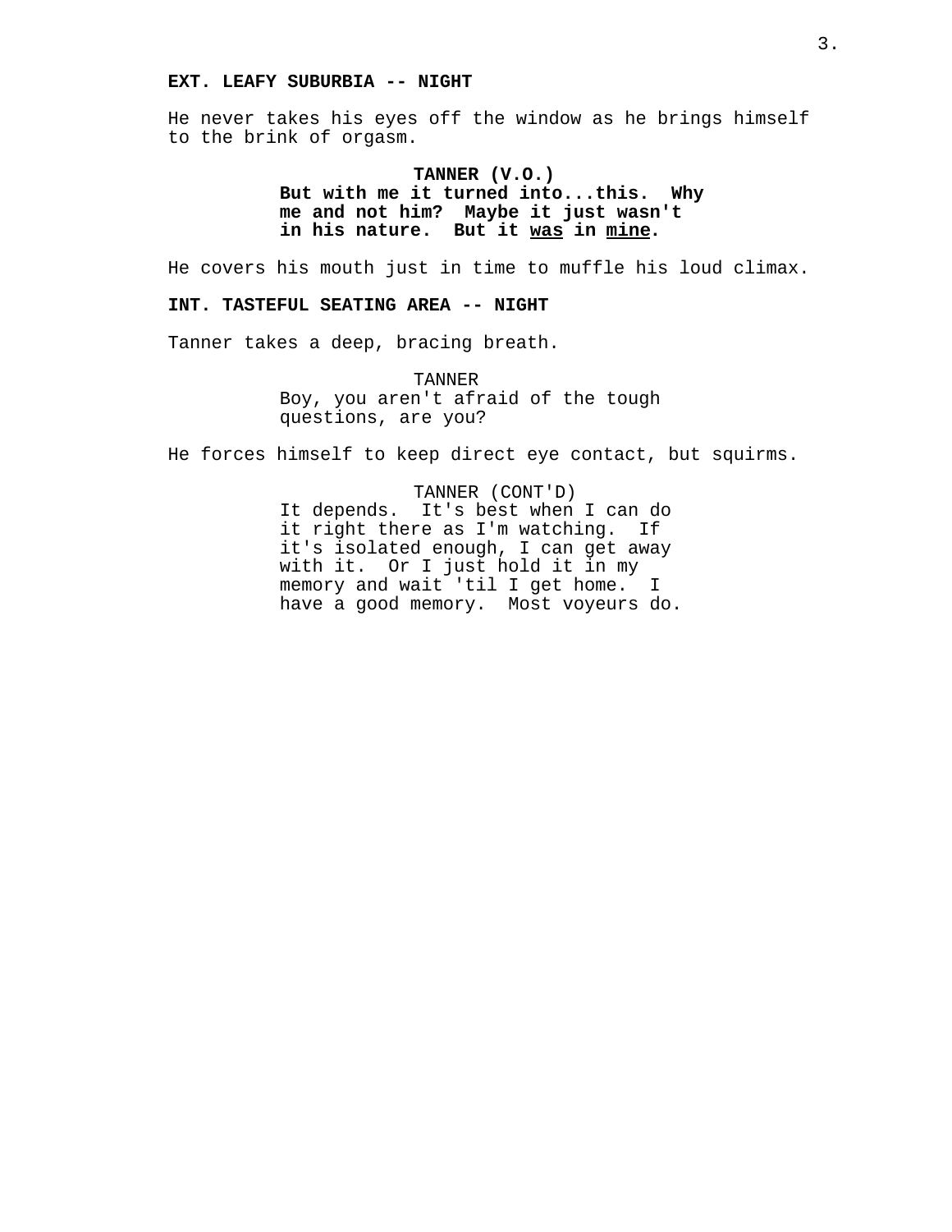**EXT. LEAFY SUBURBIA -- NIGHT**

He never takes his eyes off the window as he brings himself to the brink of orgasm.

**TANNER (V.O.)**
**But with me it turned into...this. Why me and not him? Maybe it just wasn't in his nature. But it <u>was</u> in <u>mine</u>.**

He covers his mouth just in time to muffle his loud climax.

**INT. TASTEFUL SEATING AREA -- NIGHT**

Tanner takes a deep, bracing breath.

TANNER
Boy, you aren't afraid of the tough questions, are you?

He forces himself to keep direct eye contact, but squirms.

TANNER (CONT'D)
It depends. It's best when I can do it right there as I'm watching. If it's isolated enough, I can get away with it. Or I just hold it in my memory and wait 'til I get home. I have a good memory. Most voyeurs do.